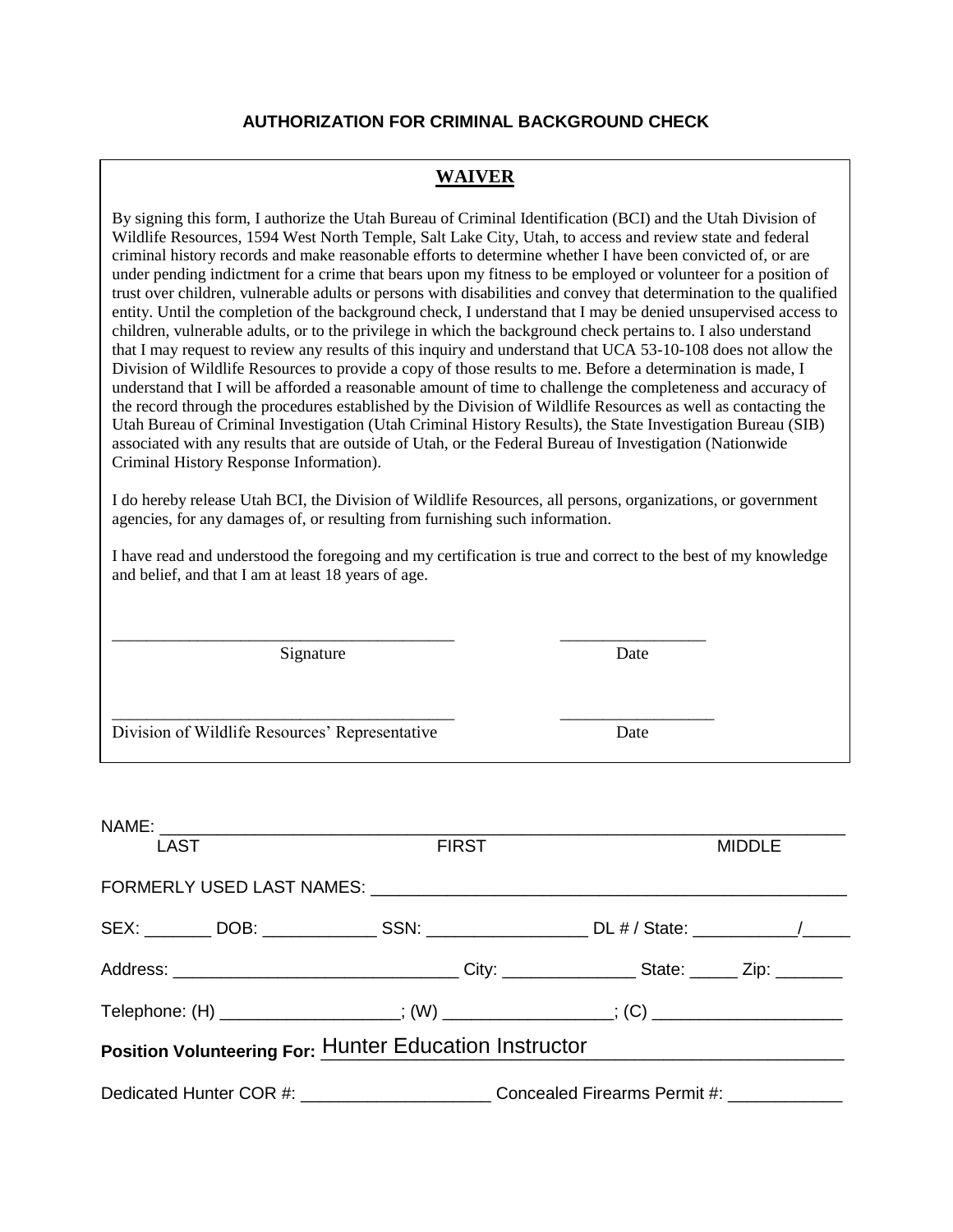# AUTHORIZATION FOR CRIMINAL BACKGROUND CHECK

## WAIVER

By signing this form, I authorize the Utah Bureau of Criminal Identification (BCI) and the Utah Division of Wildlife Resources, 1594 West North Temple, Salt Lake City, Utah, to access and review state and federal criminal history records and make reasonable efforts to determine whether I have been convicted of, or are under pending indictment for a crime that bears upon my fitness to be employed or volunteer for a position of trust over children, vulnerable adults or persons with disabilities and convey that determination to the qualified entity. Until the completion of the background check, I understand that I may be denied unsupervised access to children, vulnerable adults, or to the privilege in which the background check pertains to. I also understand that I may request to review any results of this inquiry and understand that UCA 53-10-108 does not allow the Division of Wildlife Resources to provide a copy of those results to me. Before a determination is made, I understand that I will be afforded a reasonable amount of time to challenge the completeness and accuracy of the record through the procedures established by the Division of Wildlife Resources as well as contacting the Utah Bureau of Criminal Investigation (Utah Criminal History Results), the State Investigation Bureau (SIB) associated with any results that are outside of Utah, or the Federal Bureau of Investigation (Nationwide Criminal History Response Information).

I do hereby release Utah BCI, the Division of Wildlife Resources, all persons, organizations, or government agencies, for any damages of, or resulting from furnishing such information.

I have read and understood the foregoing and my certification is true and correct to the best of my knowledge and belief, and that I am at least 18 years of age.

________________________________________ ________________
Signature Date

________________________________________ ________________
Division of Wildlife Resources' Representative Date

NAME: ______________________________________________________________
LAST FIRST MIDDLE

FORMERLY USED LAST NAMES: ______________________________________________

SEX: _______ DOB: ____________ SSN: ________________ DL # / State: ___________/_____

Address: ______________________________ City: ______________ State: _____ Zip: _______

Telephone: (H) __________________; (W) _________________; (C) ___________________

**Position Volunteering For:** Hunter Education Instructor

Dedicated Hunter COR #: ___________________ Concealed Firearms Permit #: ____________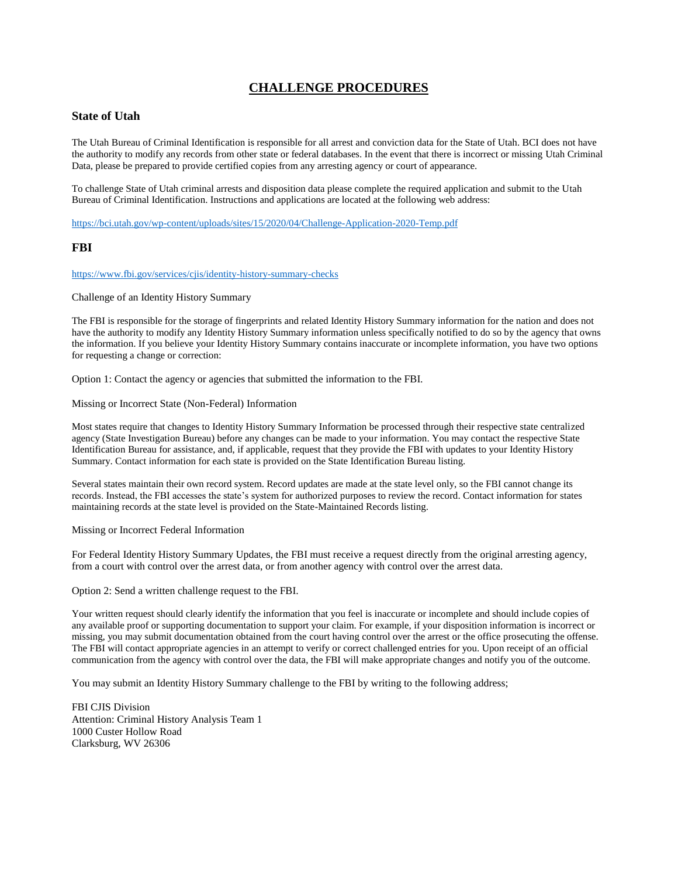# CHALLENGE PROCEDURES

## State of Utah

The Utah Bureau of Criminal Identification is responsible for all arrest and conviction data for the State of Utah. BCI does not have the authority to modify any records from other state or federal databases. In the event that there is incorrect or missing Utah Criminal Data, please be prepared to provide certified copies from any arresting agency or court of appearance.

To challenge State of Utah criminal arrests and disposition data please complete the required application and submit to the Utah Bureau of Criminal Identification. Instructions and applications are located at the following web address:

https://bci.utah.gov/wp-content/uploads/sites/15/2020/04/Challenge-Application-2020-Temp.pdf

## FBI

https://www.fbi.gov/services/cjis/identity-history-summary-checks

Challenge of an Identity History Summary

The FBI is responsible for the storage of fingerprints and related Identity History Summary information for the nation and does not have the authority to modify any Identity History Summary information unless specifically notified to do so by the agency that owns the information. If you believe your Identity History Summary contains inaccurate or incomplete information, you have two options for requesting a change or correction:

Option 1: Contact the agency or agencies that submitted the information to the FBI.

Missing or Incorrect State (Non-Federal) Information

Most states require that changes to Identity History Summary Information be processed through their respective state centralized agency (State Investigation Bureau) before any changes can be made to your information. You may contact the respective State Identification Bureau for assistance, and, if applicable, request that they provide the FBI with updates to your Identity History Summary. Contact information for each state is provided on the State Identification Bureau listing.

Several states maintain their own record system. Record updates are made at the state level only, so the FBI cannot change its records. Instead, the FBI accesses the state's system for authorized purposes to review the record. Contact information for states maintaining records at the state level is provided on the State-Maintained Records listing.

Missing or Incorrect Federal Information

For Federal Identity History Summary Updates, the FBI must receive a request directly from the original arresting agency, from a court with control over the arrest data, or from another agency with control over the arrest data.

Option 2: Send a written challenge request to the FBI.

Your written request should clearly identify the information that you feel is inaccurate or incomplete and should include copies of any available proof or supporting documentation to support your claim. For example, if your disposition information is incorrect or missing, you may submit documentation obtained from the court having control over the arrest or the office prosecuting the offense. The FBI will contact appropriate agencies in an attempt to verify or correct challenged entries for you. Upon receipt of an official communication from the agency with control over the data, the FBI will make appropriate changes and notify you of the outcome.

You may submit an Identity History Summary challenge to the FBI by writing to the following address;

FBI CJIS Division
Attention: Criminal History Analysis Team 1
1000 Custer Hollow Road
Clarksburg, WV 26306